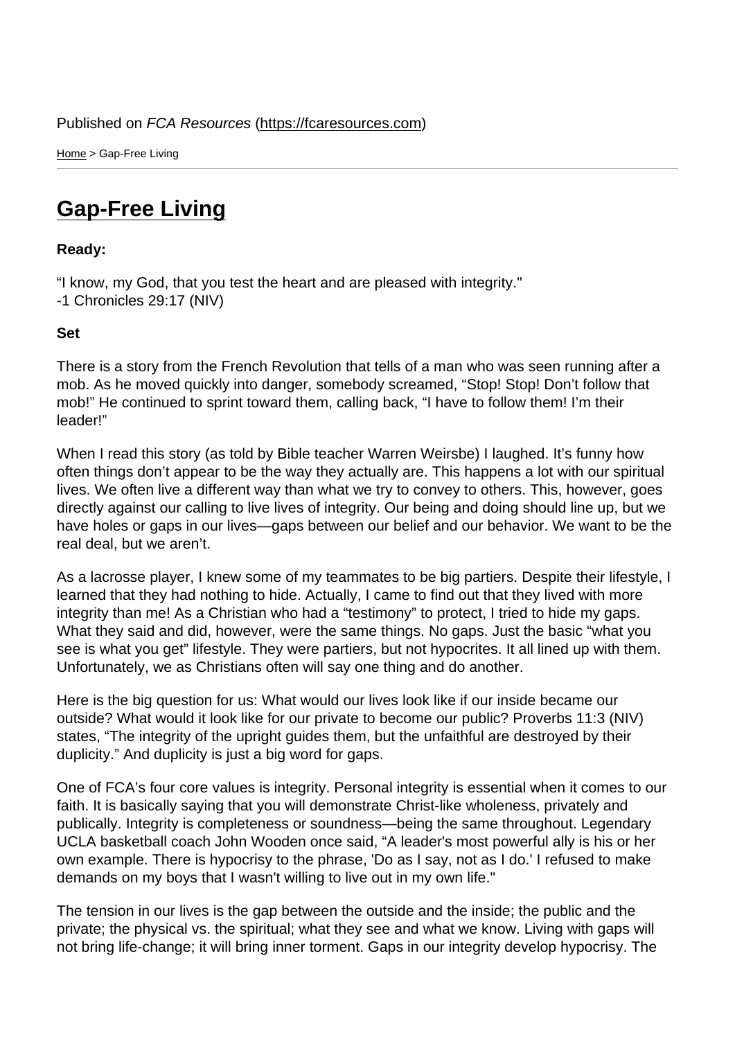Published on *FCA Resources* (https://fcaresources.com)

Home > Gap-Free Living

# Gap-Free Living

**Ready:**

“I know, my God, that you test the heart and are pleased with integrity."
-1 Chronicles 29:17 (NIV)

**Set**

There is a story from the French Revolution that tells of a man who was seen running after a mob. As he moved quickly into danger, somebody screamed, “Stop! Stop! Don’t follow that mob!” He continued to sprint toward them, calling back, “I have to follow them! I’m their leader!”

When I read this story (as told by Bible teacher Warren Weirsbe) I laughed. It’s funny how often things don’t appear to be the way they actually are. This happens a lot with our spiritual lives. We often live a different way than what we try to convey to others. This, however, goes directly against our calling to live lives of integrity. Our being and doing should line up, but we have holes or gaps in our lives—gaps between our belief and our behavior. We want to be the real deal, but we aren’t.

As a lacrosse player, I knew some of my teammates to be big partiers. Despite their lifestyle, I learned that they had nothing to hide. Actually, I came to find out that they lived with more integrity than me! As a Christian who had a “testimony” to protect, I tried to hide my gaps. What they said and did, however, were the same things. No gaps. Just the basic “what you see is what you get” lifestyle. They were partiers, but not hypocrites. It all lined up with them. Unfortunately, we as Christians often will say one thing and do another.

Here is the big question for us: What would our lives look like if our inside became our outside? What would it look like for our private to become our public? Proverbs 11:3 (NIV) states, “The integrity of the upright guides them, but the unfaithful are destroyed by their duplicity.” And duplicity is just a big word for gaps.

One of FCA’s four core values is integrity. Personal integrity is essential when it comes to our faith. It is basically saying that you will demonstrate Christ-like wholeness, privately and publically. Integrity is completeness or soundness—being the same throughout. Legendary UCLA basketball coach John Wooden once said, “A leader's most powerful ally is his or her own example. There is hypocrisy to the phrase, 'Do as I say, not as I do.' I refused to make demands on my boys that I wasn't willing to live out in my own life."

The tension in our lives is the gap between the outside and the inside; the public and the private; the physical vs. the spiritual; what they see and what we know. Living with gaps will not bring life-change; it will bring inner torment. Gaps in our integrity develop hypocrisy. The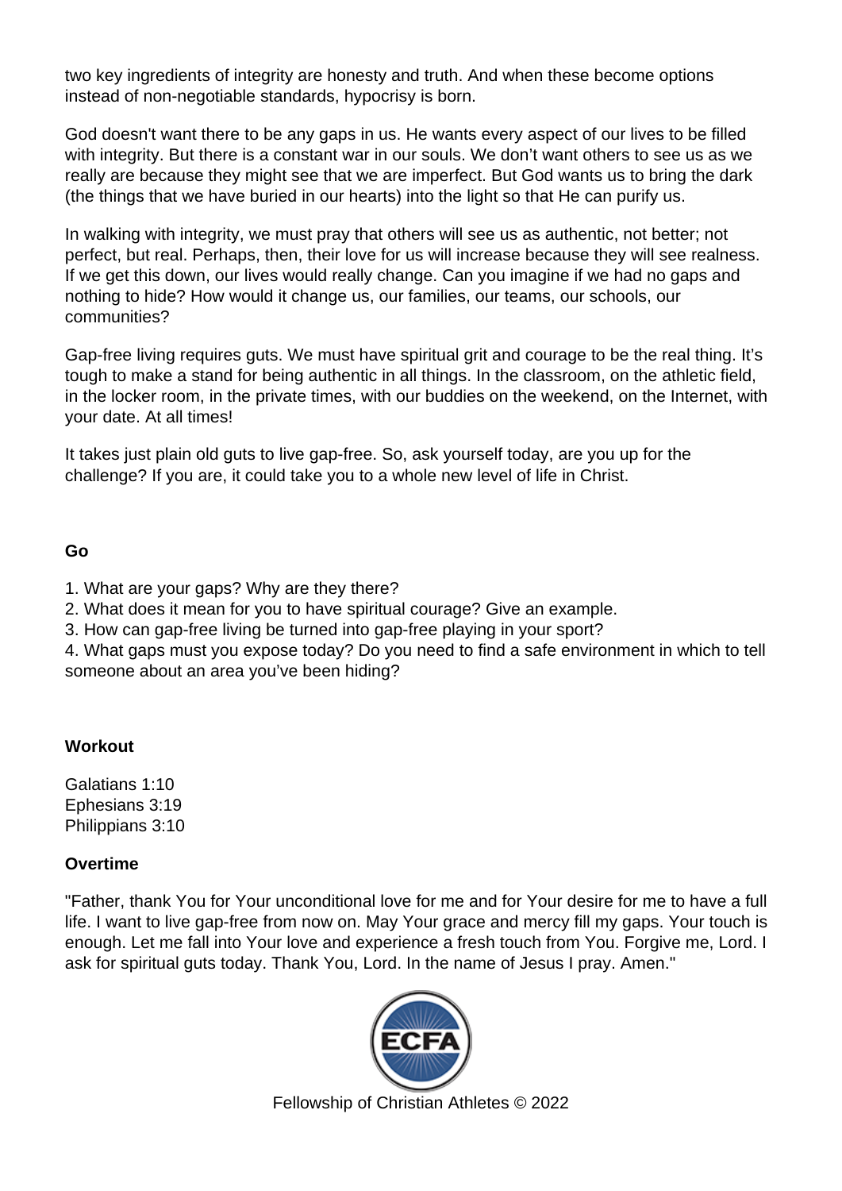two key ingredients of integrity are honesty and truth. And when these become options instead of non-negotiable standards, hypocrisy is born.

God doesn't want there to be any gaps in us. He wants every aspect of our lives to be filled with integrity. But there is a constant war in our souls. We don't want others to see us as we really are because they might see that we are imperfect. But God wants us to bring the dark (the things that we have buried in our hearts) into the light so that He can purify us.

In walking with integrity, we must pray that others will see us as authentic, not better; not perfect, but real. Perhaps, then, their love for us will increase because they will see realness. If we get this down, our lives would really change. Can you imagine if we had no gaps and nothing to hide? How would it change us, our families, our teams, our schools, our communities?

Gap-free living requires guts. We must have spiritual grit and courage to be the real thing. It's tough to make a stand for being authentic in all things. In the classroom, on the athletic field, in the locker room, in the private times, with our buddies on the weekend, on the Internet, with your date. At all times!

It takes just plain old guts to live gap-free. So, ask yourself today, are you up for the challenge? If you are, it could take you to a whole new level of life in Christ.

**Go**

1. What are your gaps? Why are they there?
2. What does it mean for you to have spiritual courage? Give an example.
3. How can gap-free living be turned into gap-free playing in your sport?
4. What gaps must you expose today? Do you need to find a safe environment in which to tell someone about an area you've been hiding?

**Workout**

Galatians 1:10
Ephesians 3:19
Philippians 3:10

**Overtime**

"Father, thank You for Your unconditional love for me and for Your desire for me to have a full life. I want to live gap-free from now on. May Your grace and mercy fill my gaps. Your touch is enough. Let me fall into Your love and experience a fresh touch from You. Forgive me, Lord. I ask for spiritual guts today. Thank You, Lord. In the name of Jesus I pray. Amen."

Fellowship of Christian Athletes © 2022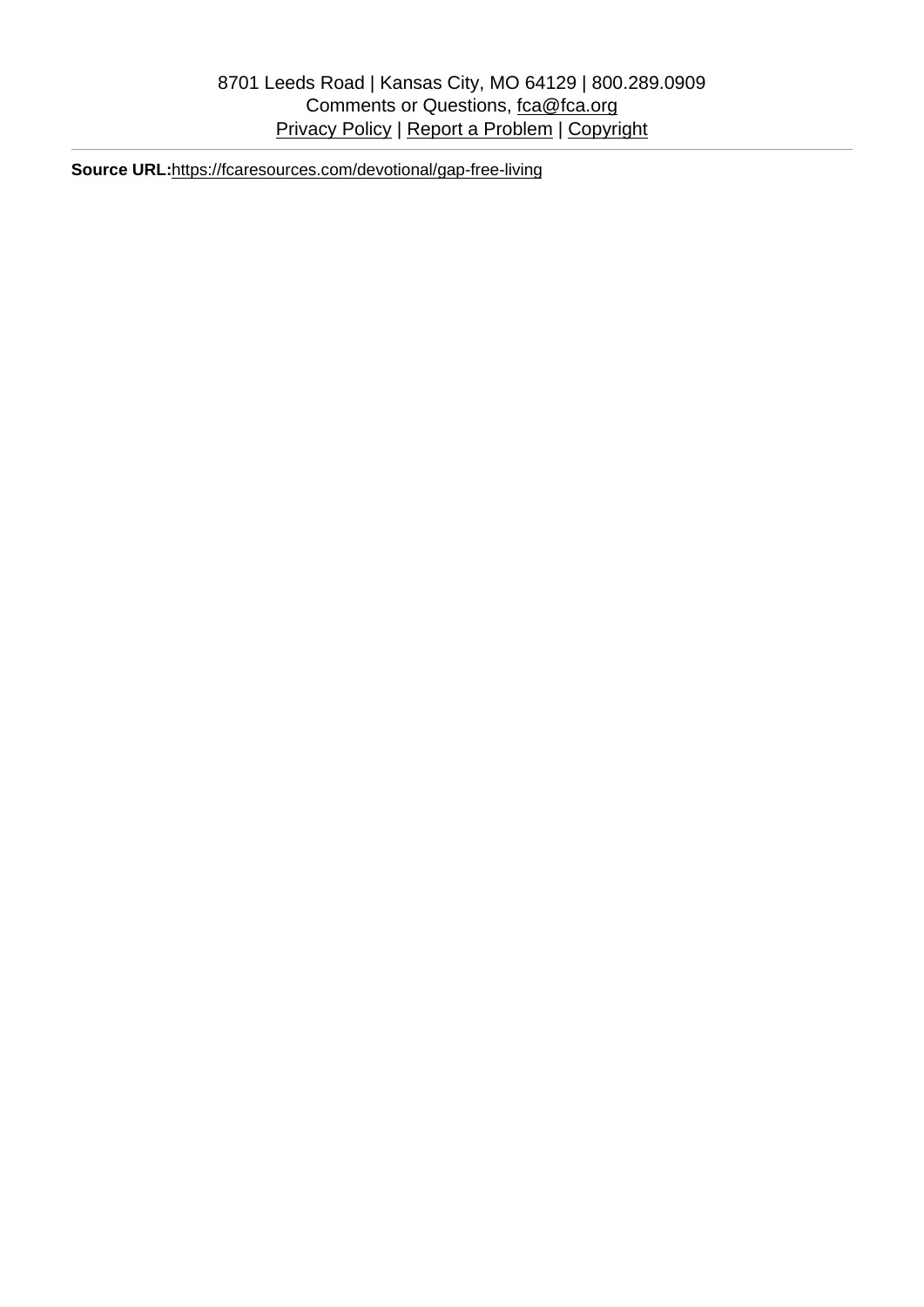8701 Leeds Road | Kansas City, MO 64129 | 800.289.0909
Comments or Questions, fca@fca.org
Privacy Policy | Report a Problem | Copyright

---

**Source URL:** https://fcaresources.com/devotional/gap-free-living